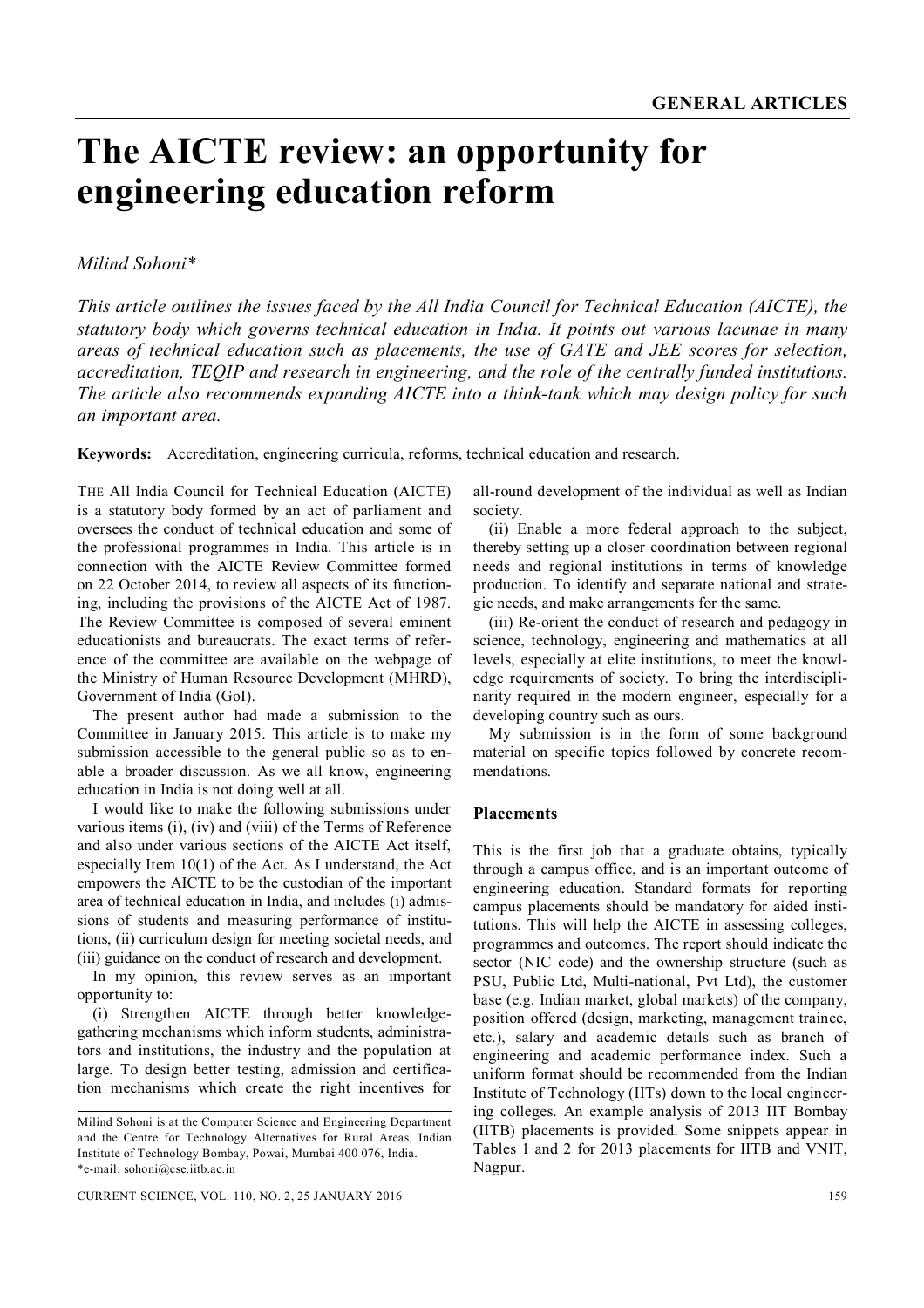# The AICTE review: an opportunity for engineering education reform

*Milind Sohoni\**

*This article outlines the issues faced by the All India Council for Technical Education (AICTE), the statutory body which governs technical education in India. It points out various lacunae in many areas of technical education such as placements, the use of GATE and JEE scores for selection, accreditation, TEQIP and research in engineering, and the role of the centrally funded institutions. The article also recommends expanding AICTE into a think-tank which may design policy for such an important area.*

**Keywords:** Accreditation, engineering curricula, reforms, technical education and research.

THE All India Council for Technical Education (AICTE) is a statutory body formed by an act of parliament and oversees the conduct of technical education and some of the professional programmes in India. This article is in connection with the AICTE Review Committee formed on 22 October 2014, to review all aspects of its functioning, including the provisions of the AICTE Act of 1987. The Review Committee is composed of several eminent educationists and bureaucrats. The exact terms of reference of the committee are available on the webpage of the Ministry of Human Resource Development (MHRD), Government of India (GoI).

The present author had made a submission to the Committee in January 2015. This article is to make my submission accessible to the general public so as to enable a broader discussion. As we all know, engineering education in India is not doing well at all.

I would like to make the following submissions under various items (i), (iv) and (viii) of the Terms of Reference and also under various sections of the AICTE Act itself, especially Item 10(1) of the Act. As I understand, the Act empowers the AICTE to be the custodian of the important area of technical education in India, and includes (i) admissions of students and measuring performance of institutions, (ii) curriculum design for meeting societal needs, and (iii) guidance on the conduct of research and development.

In my opinion, this review serves as an important opportunity to:

(i) Strengthen AICTE through better knowledge-gathering mechanisms which inform students, administrators and institutions, the industry and the population at large. To design better testing, admission and certification mechanisms which create the right incentives for all-round development of the individual as well as Indian society.

(ii) Enable a more federal approach to the subject, thereby setting up a closer coordination between regional needs and regional institutions in terms of knowledge production. To identify and separate national and strategic needs, and make arrangements for the same.

(iii) Re-orient the conduct of research and pedagogy in science, technology, engineering and mathematics at all levels, especially at elite institutions, to meet the knowledge requirements of society. To bring the interdisciplinarity required in the modern engineer, especially for a developing country such as ours.

My submission is in the form of some background material on specific topics followed by concrete recommendations.

## Placements

This is the first job that a graduate obtains, typically through a campus office, and is an important outcome of engineering education. Standard formats for reporting campus placements should be mandatory for aided institutions. This will help the AICTE in assessing colleges, programmes and outcomes. The report should indicate the sector (NIC code) and the ownership structure (such as PSU, Public Ltd, Multi-national, Pvt Ltd), the customer base (e.g. Indian market, global markets) of the company, position offered (design, marketing, management trainee, etc.), salary and academic details such as branch of engineering and academic performance index. Such a uniform format should be recommended from the Indian Institute of Technology (IITs) down to the local engineering colleges. An example analysis of 2013 IIT Bombay (IITB) placements is provided. Some snippets appear in Tables 1 and 2 for 2013 placements for IITB and VNIT, Nagpur.

---

Milind Sohoni is at the Computer Science and Engineering Department and the Centre for Technology Alternatives for Rural Areas, Indian Institute of Technology Bombay, Powai, Mumbai 400 076, India.
\*e-mail: sohoni@cse.iitb.ac.in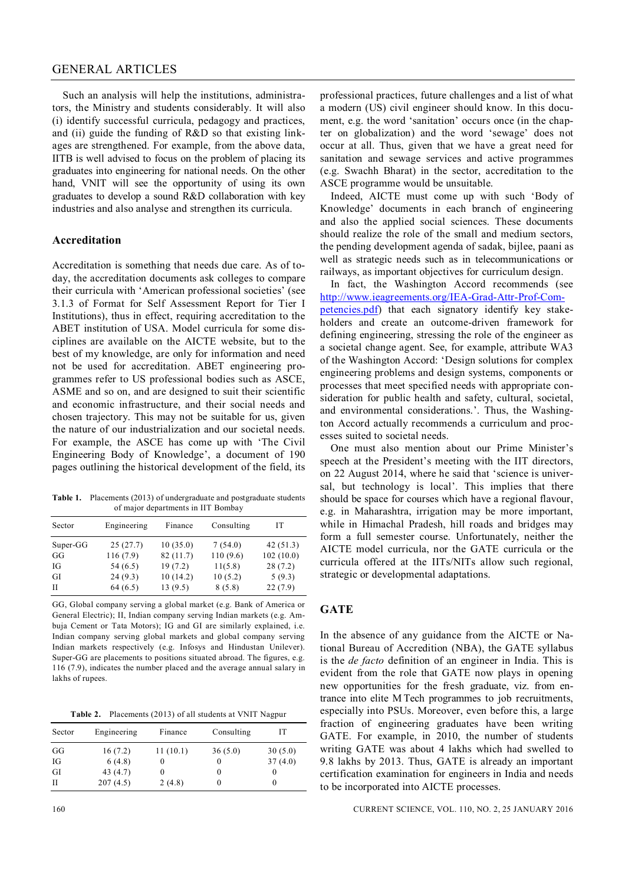Such an analysis will help the institutions, administrators, the Ministry and students considerably. It will also (i) identify successful curricula, pedagogy and practices, and (ii) guide the funding of R&D so that existing linkages are strengthened. For example, from the above data, IITB is well advised to focus on the problem of placing its graduates into engineering for national needs. On the other hand, VNIT will see the opportunity of using its own graduates to develop a sound R&D collaboration with key industries and also analyse and strengthen its curricula.

## Accreditation

Accreditation is something that needs due care. As of today, the accreditation documents ask colleges to compare their curricula with 'American professional societies' (see 3.1.3 of Format for Self Assessment Report for Tier I Institutions), thus in effect, requiring accreditation to the ABET institution of USA. Model curricula for some disciplines are available on the AICTE website, but to the best of my knowledge, are only for information and need not be used for accreditation. ABET engineering programmes refer to US professional bodies such as ASCE, ASME and so on, and are designed to suit their scientific and economic infrastructure, and their social needs and chosen trajectory. This may not be suitable for us, given the nature of our industrialization and our societal needs. For example, the ASCE has come up with 'The Civil Engineering Body of Knowledge', a document of 190 pages outlining the historical development of the field, its professional practices, future challenges and a list of what a modern (US) civil engineer should know. In this document, e.g. the word 'sanitation' occurs once (in the chapter on globalization) and the word 'sewage' does not occur at all. Thus, given that we have a great need for sanitation and sewage services and active programmes (e.g. Swachh Bharat) in the sector, accreditation to the ASCE programme would be unsuitable.

Indeed, AICTE must come up with such 'Body of Knowledge' documents in each branch of engineering and also the applied social sciences. These documents should realize the role of the small and medium sectors, the pending development agenda of sadak, bijlee, paani as well as strategic needs such as in telecommunications or railways, as important objectives for curriculum design.

In fact, the Washington Accord recommends (see http://www.ieagreements.org/IEA-Grad-Attr-Prof-Competencies.pdf) that each signatory identify key stakeholders and create an outcome-driven framework for defining engineering, stressing the role of the engineer as a societal change agent. See, for example, attribute WA3 of the Washington Accord: 'Design solutions for complex engineering problems and design systems, components or processes that meet specified needs with appropriate consideration for public health and safety, cultural, societal, and environmental considerations.'. Thus, the Washington Accord actually recommends a curriculum and processes suited to societal needs.

One must also mention about our Prime Minister's speech at the President's meeting with the IIT directors, on 22 August 2014, where he said that 'science is universal, but technology is local'. This implies that there should be space for courses which have a regional flavour, e.g. in Maharashtra, irrigation may be more important, while in Himachal Pradesh, hill roads and bridges may form a full semester course. Unfortunately, neither the AICTE model curricula, nor the GATE curricula or the curricula offered at the IITs/NITs allow such regional, strategic or developmental adaptations.

**Table 1.** Placements (2013) of undergraduate and postgraduate students of major departments in IIT Bombay

| Sector | Engineering | Finance | Consulting | IT |
|---|---|---|---|---|
| Super-GG | 25 (27.7) | 10 (35.0) | 7 (54.0) | 42 (51.3) |
| GG | 116 (7.9) | 82 (11.7) | 110 (9.6) | 102 (10.0) |
| IG | 54 (6.5) | 19 (7.2) | 11(5.8) | 28 (7.2) |
| GI | 24 (9.3) | 10 (14.2) | 10 (5.2) | 5 (9.3) |
| II | 64 (6.5) | 13 (9.5) | 8 (5.8) | 22 (7.9) |

GG, Global company serving a global market (e.g. Bank of America or General Electric); II, Indian company serving Indian markets (e.g. Ambuja Cement or Tata Motors); IG and GI are similarly explained, i.e. Indian company serving global markets and global company serving Indian markets respectively (e.g. Infosys and Hindustan Unilever). Super-GG are placements to positions situated abroad. The figures, e.g. 116 (7.9), indicates the number placed and the average annual salary in lakhs of rupees.

**Table 2.** Placements (2013) of all students at VNIT Nagpur

| Sector | Engineering | Finance | Consulting | IT |
|---|---|---|---|---|
| GG | 16 (7.2) | 11 (10.1) | 36 (5.0) | 30 (5.0) |
| IG | 6 (4.8) | 0 | 0 | 37 (4.0) |
| GI | 43 (4.7) | 0 | 0 | 0 |
| II | 207 (4.5) | 2 (4.8) | 0 | 0 |

## GATE

In the absence of any guidance from the AICTE or National Bureau of Accredition (NBA), the GATE syllabus is the *de facto* definition of an engineer in India. This is evident from the role that GATE now plays in opening new opportunities for the fresh graduate, viz. from entrance into elite M Tech programmes to job recruitments, especially into PSUs. Moreover, even before this, a large fraction of engineering graduates have been writing GATE. For example, in 2010, the number of students writing GATE was about 4 lakhs which had swelled to 9.8 lakhs by 2013. Thus, GATE is already an important certification examination for engineers in India and needs to be incorporated into AICTE processes.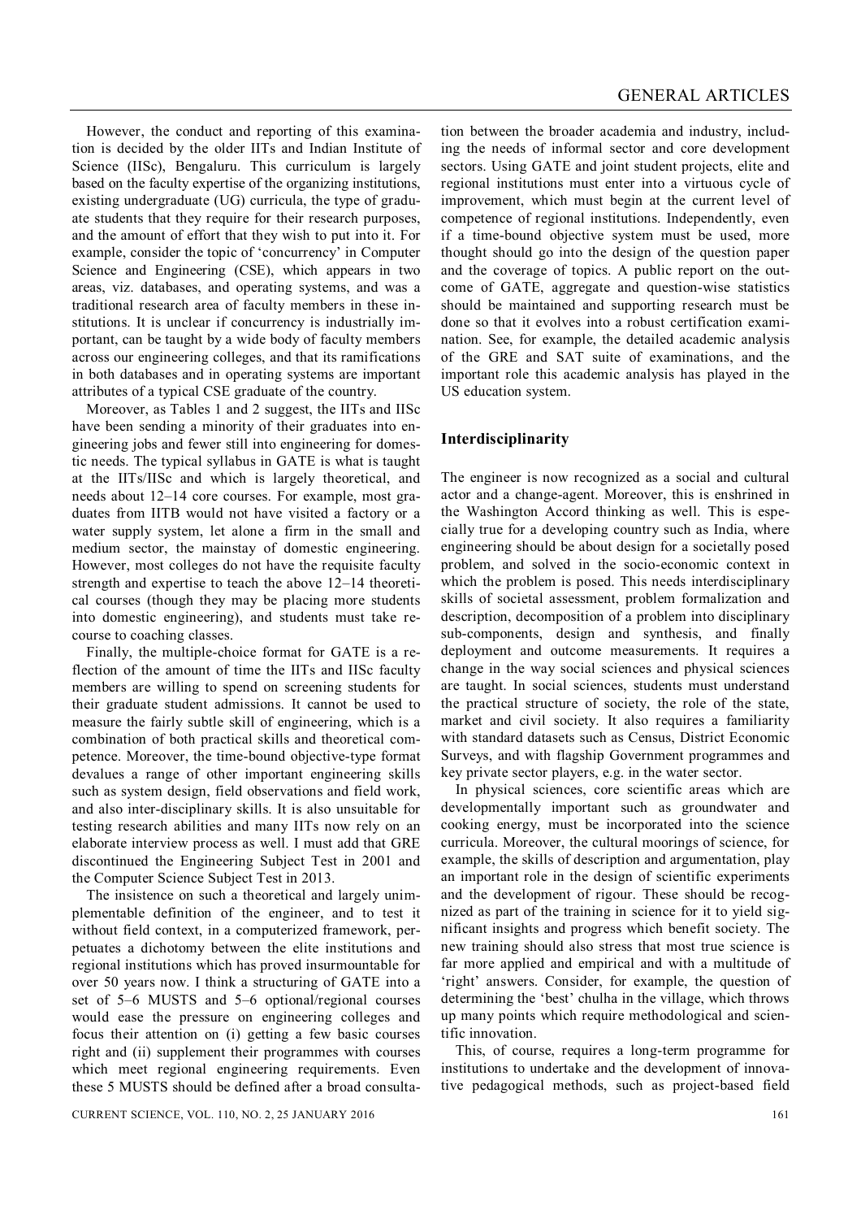However, the conduct and reporting of this examination is decided by the older IITs and Indian Institute of Science (IISc), Bengaluru. This curriculum is largely based on the faculty expertise of the organizing institutions, existing undergraduate (UG) curricula, the type of graduate students that they require for their research purposes, and the amount of effort that they wish to put into it. For example, consider the topic of 'concurrency' in Computer Science and Engineering (CSE), which appears in two areas, viz. databases, and operating systems, and was a traditional research area of faculty members in these institutions. It is unclear if concurrency is industrially important, can be taught by a wide body of faculty members across our engineering colleges, and that its ramifications in both databases and in operating systems are important attributes of a typical CSE graduate of the country.

Moreover, as Tables 1 and 2 suggest, the IITs and IISc have been sending a minority of their graduates into engineering jobs and fewer still into engineering for domestic needs. The typical syllabus in GATE is what is taught at the IITs/IISc and which is largely theoretical, and needs about 12–14 core courses. For example, most graduates from IITB would not have visited a factory or a water supply system, let alone a firm in the small and medium sector, the mainstay of domestic engineering. However, most colleges do not have the requisite faculty strength and expertise to teach the above 12–14 theoretical courses (though they may be placing more students into domestic engineering), and students must take recourse to coaching classes.

Finally, the multiple-choice format for GATE is a reflection of the amount of time the IITs and IISc faculty members are willing to spend on screening students for their graduate student admissions. It cannot be used to measure the fairly subtle skill of engineering, which is a combination of both practical skills and theoretical competence. Moreover, the time-bound objective-type format devalues a range of other important engineering skills such as system design, field observations and field work, and also inter-disciplinary skills. It is also unsuitable for testing research abilities and many IITs now rely on an elaborate interview process as well. I must add that GRE discontinued the Engineering Subject Test in 2001 and the Computer Science Subject Test in 2013.

The insistence on such a theoretical and largely unimplementable definition of the engineer, and to test it without field context, in a computerized framework, perpetuates a dichotomy between the elite institutions and regional institutions which has proved insurmountable for over 50 years now. I think a structuring of GATE into a set of 5–6 MUSTS and 5–6 optional/regional courses would ease the pressure on engineering colleges and focus their attention on (i) getting a few basic courses right and (ii) supplement their programmes with courses which meet regional engineering requirements. Even these 5 MUSTS should be defined after a broad consultation between the broader academia and industry, including the needs of informal sector and core development sectors. Using GATE and joint student projects, elite and regional institutions must enter into a virtuous cycle of improvement, which must begin at the current level of competence of regional institutions. Independently, even if a time-bound objective system must be used, more thought should go into the design of the question paper and the coverage of topics. A public report on the outcome of GATE, aggregate and question-wise statistics should be maintained and supporting research must be done so that it evolves into a robust certification examination. See, for example, the detailed academic analysis of the GRE and SAT suite of examinations, and the important role this academic analysis has played in the US education system.

## Interdisciplinarity

The engineer is now recognized as a social and cultural actor and a change-agent. Moreover, this is enshrined in the Washington Accord thinking as well. This is especially true for a developing country such as India, where engineering should be about design for a societally posed problem, and solved in the socio-economic context in which the problem is posed. This needs interdisciplinary skills of societal assessment, problem formalization and description, decomposition of a problem into disciplinary sub-components, design and synthesis, and finally deployment and outcome measurements. It requires a change in the way social sciences and physical sciences are taught. In social sciences, students must understand the practical structure of society, the role of the state, market and civil society. It also requires a familiarity with standard datasets such as Census, District Economic Surveys, and with flagship Government programmes and key private sector players, e.g. in the water sector.

In physical sciences, core scientific areas which are developmentally important such as groundwater and cooking energy, must be incorporated into the science curricula. Moreover, the cultural moorings of science, for example, the skills of description and argumentation, play an important role in the design of scientific experiments and the development of rigour. These should be recognized as part of the training in science for it to yield significant insights and progress which benefit society. The new training should also stress that most true science is far more applied and empirical and with a multitude of 'right' answers. Consider, for example, the question of determining the 'best' chulha in the village, which throws up many points which require methodological and scientific innovation.

This, of course, requires a long-term programme for institutions to undertake and the development of innovative pedagogical methods, such as project-based field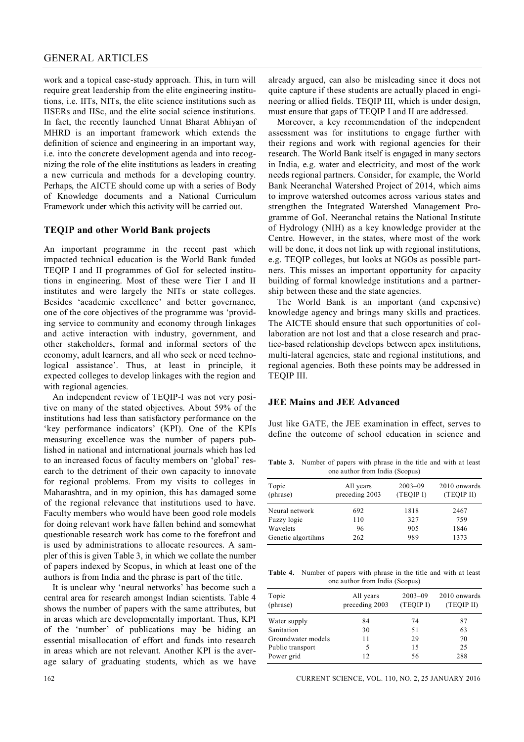work and a topical case-study approach. This, in turn will require great leadership from the elite engineering institutions, i.e. IITs, NITs, the elite science institutions such as IISERs and IISc, and the elite social science institutions. In fact, the recently launched Unnat Bharat Abhiyan of MHRD is an important framework which extends the definition of science and engineering in an important way, i.e. into the concrete development agenda and into recognizing the role of the elite institutions as leaders in creating a new curricula and methods for a developing country. Perhaps, the AICTE should come up with a series of Body of Knowledge documents and a National Curriculum Framework under which this activity will be carried out.

## TEQIP and other World Bank projects

An important programme in the recent past which impacted technical education is the World Bank funded TEQIP I and II programmes of GoI for selected institutions in engineering. Most of these were Tier I and II institutes and were largely the NITs or state colleges. Besides 'academic excellence' and better governance, one of the core objectives of the programme was 'providing service to community and economy through linkages and active interaction with industry, government, and other stakeholders, formal and informal sectors of the economy, adult learners, and all who seek or need technological assistance'. Thus, at least in principle, it expected colleges to develop linkages with the region and with regional agencies.

An independent review of TEQIP-I was not very positive on many of the stated objectives. About 59% of the institutions had less than satisfactory performance on the 'key performance indicators' (KPI). One of the KPIs measuring excellence was the number of papers published in national and international journals which has led to an increased focus of faculty members on 'global' research to the detriment of their own capacity to innovate for regional problems. From my visits to colleges in Maharashtra, and in my opinion, this has damaged some of the regional relevance that institutions used to have. Faculty members who would have been good role models for doing relevant work have fallen behind and somewhat questionable research work has come to the forefront and is used by administrations to allocate resources. A sampler of this is given Table 3, in which we collate the number of papers indexed by Scopus, in which at least one of the authors is from India and the phrase is part of the title.

It is unclear why 'neural networks' has become such a central area for research amongst Indian scientists. Table 4 shows the number of papers with the same attributes, but in areas which are developmentally important. Thus, KPI of the 'number' of publications may be hiding an essential misallocation of effort and funds into research in areas which are not relevant. Another KPI is the average salary of graduating students, which as we have already argued, can also be misleading since it does not quite capture if these students are actually placed in engineering or allied fields. TEQIP III, which is under design, must ensure that gaps of TEQIP I and II are addressed.

Moreover, a key recommendation of the independent assessment was for institutions to engage further with their regions and work with regional agencies for their research. The World Bank itself is engaged in many sectors in India, e.g. water and electricity, and most of the work needs regional partners. Consider, for example, the World Bank Neeranchal Watershed Project of 2014, which aims to improve watershed outcomes across various states and strengthen the Integrated Watershed Management Programme of GoI. Neeranchal retains the National Institute of Hydrology (NIH) as a key knowledge provider at the Centre. However, in the states, where most of the work will be done, it does not link up with regional institutions, e.g. TEQIP colleges, but looks at NGOs as possible partners. This misses an important opportunity for capacity building of formal knowledge institutions and a partnership between these and the state agencies.

The World Bank is an important (and expensive) knowledge agency and brings many skills and practices. The AICTE should ensure that such opportunities of collaboration are not lost and that a close research and practice-based relationship develops between apex institutions, multi-lateral agencies, state and regional institutions, and regional agencies. Both these points may be addressed in TEQIP III.

## JEE Mains and JEE Advanced

Just like GATE, the JEE examination in effect, serves to define the outcome of school education in science and

**Table 3.** Number of papers with phrase in the title and with at least one author from India (Scopus)

| Topic (phrase) | All years preceding 2003 | 2003–09 (TEQIP I) | 2010 onwards (TEQIP II) |
|---|---|---|---|
| Neural network | 692 | 1818 | 2467 |
| Fuzzy logic | 110 | 327 | 759 |
| Wavelets | 96 | 905 | 1846 |
| Genetic algortihms | 262 | 989 | 1373 |

**Table 4.** Number of papers with phrase in the title and with at least one author from India (Scopus)

| Topic (phrase) | All years preceding 2003 | 2003–09 (TEQIP I) | 2010 onwards (TEQIP II) |
|---|---|---|---|
| Water supply | 84 | 74 | 87 |
| Sanitation | 30 | 51 | 63 |
| Groundwater models | 11 | 29 | 70 |
| Public transport | 5 | 15 | 25 |
| Power grid | 12 | 56 | 288 |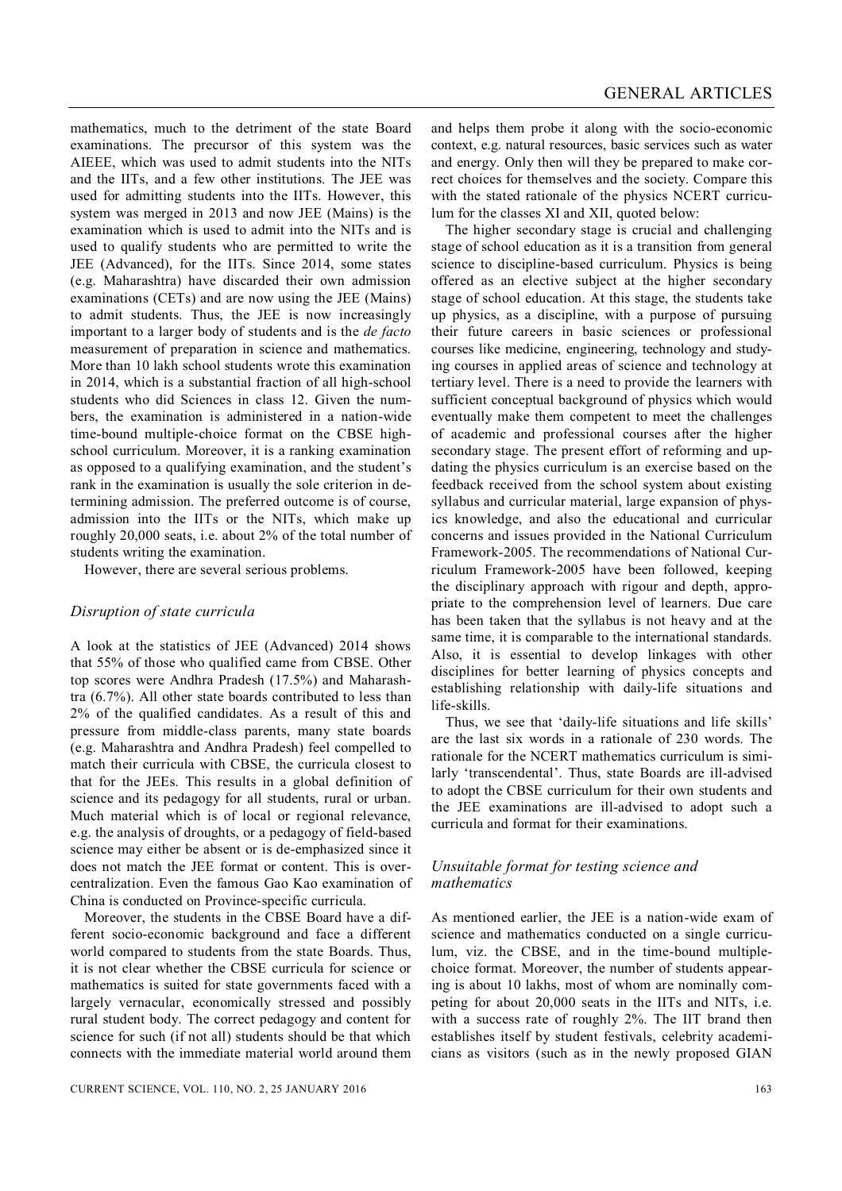mathematics, much to the detriment of the state Board examinations. The precursor of this system was the AIEEE, which was used to admit students into the NITs and the IITs, and a few other institutions. The JEE was used for admitting students into the IITs. However, this system was merged in 2013 and now JEE (Mains) is the examination which is used to admit into the NITs and is used to qualify students who are permitted to write the JEE (Advanced), for the IITs. Since 2014, some states (e.g. Maharashtra) have discarded their own admission examinations (CETs) and are now using the JEE (Mains) to admit students. Thus, the JEE is now increasingly important to a larger body of students and is the *de facto* measurement of preparation in science and mathematics. More than 10 lakh school students wrote this examination in 2014, which is a substantial fraction of all high-school students who did Sciences in class 12. Given the numbers, the examination is administered in a nation-wide time-bound multiple-choice format on the CBSE high-school curriculum. Moreover, it is a ranking examination as opposed to a qualifying examination, and the student's rank in the examination is usually the sole criterion in determining admission. The preferred outcome is of course, admission into the IITs or the NITs, which make up roughly 20,000 seats, i.e. about 2% of the total number of students writing the examination.

However, there are several serious problems.

### *Disruption of state curricula*

A look at the statistics of JEE (Advanced) 2014 shows that 55% of those who qualified came from CBSE. Other top scores were Andhra Pradesh (17.5%) and Maharashtra (6.7%). All other state boards contributed to less than 2% of the qualified candidates. As a result of this and pressure from middle-class parents, many state boards (e.g. Maharashtra and Andhra Pradesh) feel compelled to match their curricula with CBSE, the curricula closest to that for the JEEs. This results in a global definition of science and its pedagogy for all students, rural or urban. Much material which is of local or regional relevance, e.g. the analysis of droughts, or a pedagogy of field-based science may either be absent or is de-emphasized since it does not match the JEE format or content. This is overcentralization. Even the famous Gao Kao examination of China is conducted on Province-specific curricula.

Moreover, the students in the CBSE Board have a different socio-economic background and face a different world compared to students from the state Boards. Thus, it is not clear whether the CBSE curricula for science or mathematics is suited for state governments faced with a largely vernacular, economically stressed and possibly rural student body. The correct pedagogy and content for science for such (if not all) students should be that which connects with the immediate material world around them and helps them probe it along with the socio-economic context, e.g. natural resources, basic services such as water and energy. Only then will they be prepared to make correct choices for themselves and the society. Compare this with the stated rationale of the physics NCERT curriculum for the classes XI and XII, quoted below:

The higher secondary stage is crucial and challenging stage of school education as it is a transition from general science to discipline-based curriculum. Physics is being offered as an elective subject at the higher secondary stage of school education. At this stage, the students take up physics, as a discipline, with a purpose of pursuing their future careers in basic sciences or professional courses like medicine, engineering, technology and studying courses in applied areas of science and technology at tertiary level. There is a need to provide the learners with sufficient conceptual background of physics which would eventually make them competent to meet the challenges of academic and professional courses after the higher secondary stage. The present effort of reforming and updating the physics curriculum is an exercise based on the feedback received from the school system about existing syllabus and curricular material, large expansion of physics knowledge, and also the educational and curricular concerns and issues provided in the National Curriculum Framework-2005. The recommendations of National Curriculum Framework-2005 have been followed, keeping the disciplinary approach with rigour and depth, appropriate to the comprehension level of learners. Due care has been taken that the syllabus is not heavy and at the same time, it is comparable to the international standards. Also, it is essential to develop linkages with other disciplines for better learning of physics concepts and establishing relationship with daily-life situations and life-skills.

Thus, we see that 'daily-life situations and life skills' are the last six words in a rationale of 230 words. The rationale for the NCERT mathematics curriculum is similarly 'transcendental'. Thus, state Boards are ill-advised to adopt the CBSE curriculum for their own students and the JEE examinations are ill-advised to adopt such a curricula and format for their examinations.

### *Unsuitable format for testing science and mathematics*

As mentioned earlier, the JEE is a nation-wide exam of science and mathematics conducted on a single curriculum, viz. the CBSE, and in the time-bound multiple-choice format. Moreover, the number of students appearing is about 10 lakhs, most of whom are nominally competing for about 20,000 seats in the IITs and NITs, i.e. with a success rate of roughly 2%. The IIT brand then establishes itself by student festivals, celebrity academicians as visitors (such as in the newly proposed GIAN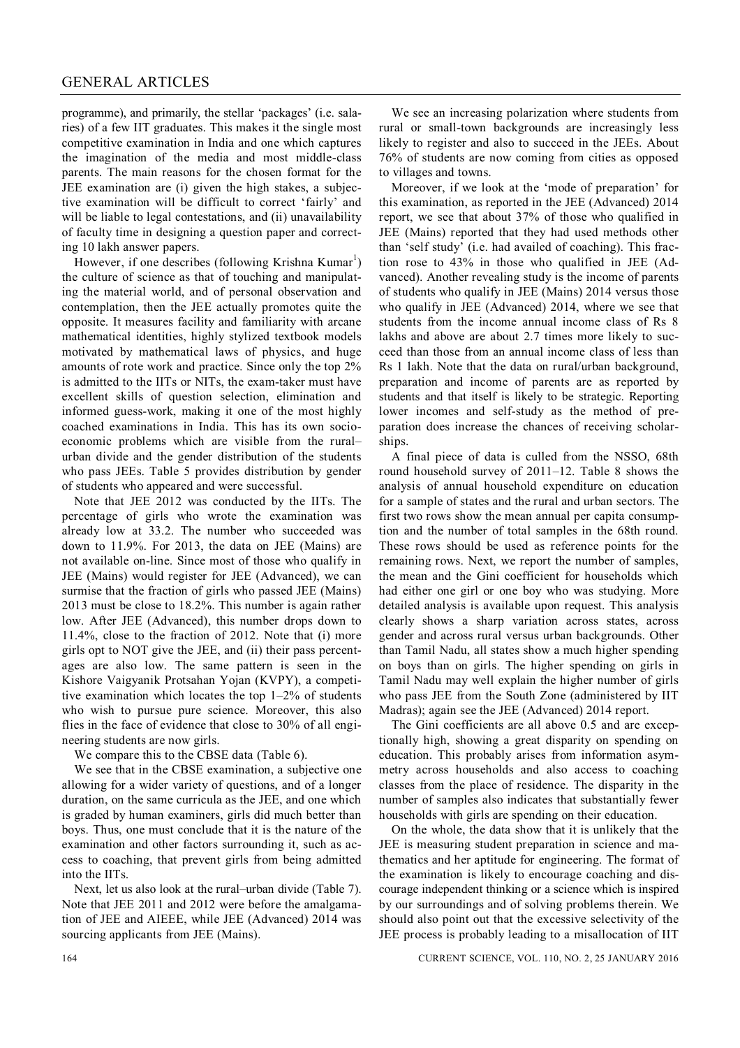programme), and primarily, the stellar 'packages' (i.e. salaries) of a few IIT graduates. This makes it the single most competitive examination in India and one which captures the imagination of the media and most middle-class parents. The main reasons for the chosen format for the JEE examination are (i) given the high stakes, a subjective examination will be difficult to correct 'fairly' and will be liable to legal contestations, and (ii) unavailability of faculty time in designing a question paper and correcting 10 lakh answer papers.

However, if one describes (following Krishna Kumar[1]) the culture of science as that of touching and manipulating the material world, and of personal observation and contemplation, then the JEE actually promotes quite the opposite. It measures facility and familiarity with arcane mathematical identities, highly stylized textbook models motivated by mathematical laws of physics, and huge amounts of rote work and practice. Since only the top 2% is admitted to the IITs or NITs, the exam-taker must have excellent skills of question selection, elimination and informed guess-work, making it one of the most highly coached examinations in India. This has its own socio-economic problems which are visible from the rural–urban divide and the gender distribution of the students who pass JEEs. Table 5 provides distribution by gender of students who appeared and were successful.

Note that JEE 2012 was conducted by the IITs. The percentage of girls who wrote the examination was already low at 33.2. The number who succeeded was down to 11.9%. For 2013, the data on JEE (Mains) are not available on-line. Since most of those who qualify in JEE (Mains) would register for JEE (Advanced), we can surmise that the fraction of girls who passed JEE (Mains) 2013 must be close to 18.2%. This number is again rather low. After JEE (Advanced), this number drops down to 11.4%, close to the fraction of 2012. Note that (i) more girls opt to NOT give the JEE, and (ii) their pass percentages are also low. The same pattern is seen in the Kishore Vaigyanik Protsahan Yojan (KVPY), a competitive examination which locates the top 1–2% of students who wish to pursue pure science. Moreover, this also flies in the face of evidence that close to 30% of all engineering students are now girls.

We compare this to the CBSE data (Table 6).

We see that in the CBSE examination, a subjective one allowing for a wider variety of questions, and of a longer duration, on the same curricula as the JEE, and one which is graded by human examiners, girls did much better than boys. Thus, one must conclude that it is the nature of the examination and other factors surrounding it, such as access to coaching, that prevent girls from being admitted into the IITs.

Next, let us also look at the rural–urban divide (Table 7). Note that JEE 2011 and 2012 were before the amalgamation of JEE and AIEEE, while JEE (Advanced) 2014 was sourcing applicants from JEE (Mains).

We see an increasing polarization where students from rural or small-town backgrounds are increasingly less likely to register and also to succeed in the JEEs. About 76% of students are now coming from cities as opposed to villages and towns.

Moreover, if we look at the 'mode of preparation' for this examination, as reported in the JEE (Advanced) 2014 report, we see that about 37% of those who qualified in JEE (Mains) reported that they had used methods other than 'self study' (i.e. had availed of coaching). This fraction rose to 43% in those who qualified in JEE (Advanced). Another revealing study is the income of parents of students who qualify in JEE (Mains) 2014 versus those who qualify in JEE (Advanced) 2014, where we see that students from the income annual income class of Rs 8 lakhs and above are about 2.7 times more likely to succeed than those from an annual income class of less than Rs 1 lakh. Note that the data on rural/urban background, preparation and income of parents are as reported by students and that itself is likely to be strategic. Reporting lower incomes and self-study as the method of preparation does increase the chances of receiving scholarships.

A final piece of data is culled from the NSSO, 68th round household survey of 2011–12. Table 8 shows the analysis of annual household expenditure on education for a sample of states and the rural and urban sectors. The first two rows show the mean annual per capita consumption and the number of total samples in the 68th round. These rows should be used as reference points for the remaining rows. Next, we report the number of samples, the mean and the Gini coefficient for households which had either one girl or one boy who was studying. More detailed analysis is available upon request. This analysis clearly shows a sharp variation across states, across gender and across rural versus urban backgrounds. Other than Tamil Nadu, all states show a much higher spending on boys than on girls. The higher spending on girls in Tamil Nadu may well explain the higher number of girls who pass JEE from the South Zone (administered by IIT Madras); again see the JEE (Advanced) 2014 report.

The Gini coefficients are all above 0.5 and are exceptionally high, showing a great disparity on spending on education. This probably arises from information asymmetry across households and also access to coaching classes from the place of residence. The disparity in the number of samples also indicates that substantially fewer households with girls are spending on their education.

On the whole, the data show that it is unlikely that the JEE is measuring student preparation in science and mathematics and her aptitude for engineering. The format of the examination is likely to encourage coaching and discourage independent thinking or a science which is inspired by our surroundings and of solving problems therein. We should also point out that the excessive selectivity of the JEE process is probably leading to a misallocation of IIT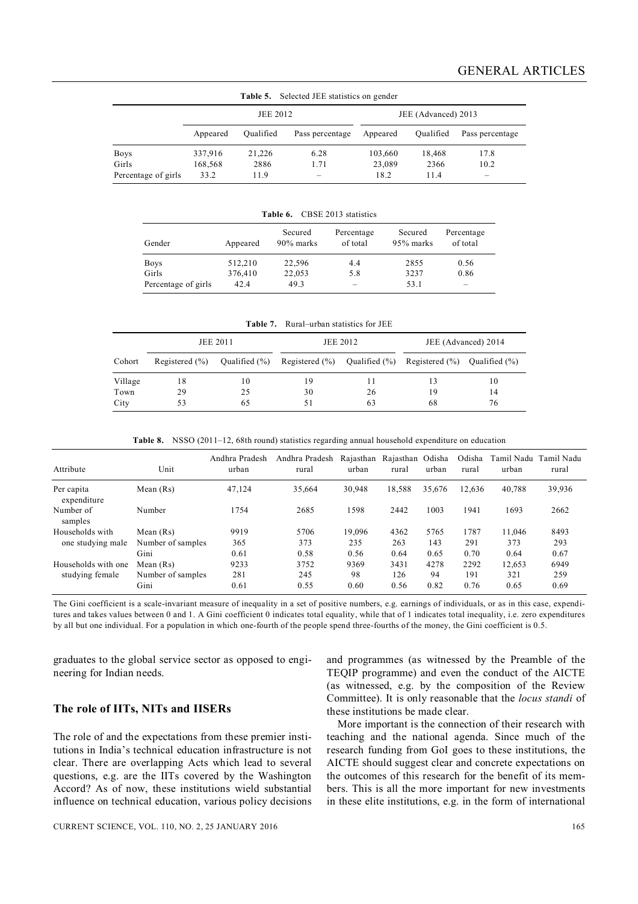**Table 5.** Selected JEE statistics on gender

| | JEE 2012 | | | JEE (Advanced) 2013 | | |
|---|---|---|---|---|---|---|
| | Appeared | Qualified | Pass percentage | Appeared | Qualified | Pass percentage |
| Boys | 337,916 | 21,226 | 6.28 | 103,660 | 18,468 | 17.8 |
| Girls | 168,568 | 2886 | 1.71 | 23,089 | 2366 | 10.2 |
| Percentage of girls | 33.2 | 11.9 | – | 18.2 | 11.4 | – |

**Table 6.** CBSE 2013 statistics

| Gender | Appeared | Secured 90% marks | Percentage of total | Secured 95% marks | Percentage of total |
|---|---|---|---|---|---|
| Boys | 512,210 | 22,596 | 4.4 | 2855 | 0.56 |
| Girls | 376,410 | 22,053 | 5.8 | 3237 | 0.86 |
| Percentage of girls | 42.4 | 49.3 | – | 53.1 | – |

**Table 7.** Rural–urban statistics for JEE

| | JEE 2011 | | JEE 2012 | | JEE (Advanced) 2014 | |
|---|---|---|---|---|---|---|
| Cohort | Registered (%) | Qualified (%) | Registered (%) | Qualified (%) | Registered (%) | Qualified (%) |
| Village | 18 | 10 | 19 | 11 | 13 | 10 |
| Town | 29 | 25 | 30 | 26 | 19 | 14 |
| City | 53 | 65 | 51 | 63 | 68 | 76 |

**Table 8.** NSSO (2011–12, 68th round) statistics regarding annual household expenditure on education

| Attribute | Unit | Andhra Pradesh urban | Andhra Pradesh rural | Rajasthan urban | Rajasthan rural | Odisha urban | Odisha rural | Tamil Nadu urban | Tamil Nadu rural |
|---|---|---|---|---|---|---|---|---|---|
| Per capita expenditure | Mean (Rs) | 47,124 | 35,664 | 30,948 | 18,588 | 35,676 | 12,636 | 40,788 | 39,936 |
| Number of samples | Number | 1754 | 2685 | 1598 | 2442 | 1003 | 1941 | 1693 | 2662 |
| Households with one studying male | Mean (Rs) | 9919 | 5706 | 19,096 | 4362 | 5765 | 1787 | 11,046 | 8493 |
| | Number of samples | 365 | 373 | 235 | 263 | 143 | 291 | 373 | 293 |
| | Gini | 0.61 | 0.58 | 0.56 | 0.64 | 0.65 | 0.70 | 0.64 | 0.67 |
| Households with one studying female | Mean (Rs) | 9233 | 3752 | 9369 | 3431 | 4278 | 2292 | 12,653 | 6949 |
| | Number of samples | 281 | 245 | 98 | 126 | 94 | 191 | 321 | 259 |
| | Gini | 0.61 | 0.55 | 0.60 | 0.56 | 0.82 | 0.76 | 0.65 | 0.69 |

The Gini coefficient is a scale-invariant measure of inequality in a set of positive numbers, e.g. earnings of individuals, or as in this case, expenditures and takes values between 0 and 1. A Gini coefficient 0 indicates total equality, while that of 1 indicates total inequality, i.e. zero expenditures by all but one individual. For a population in which one-fourth of the people spend three-fourths of the money, the Gini coefficient is 0.5.

graduates to the global service sector as opposed to engineering for Indian needs.

## The role of IITs, NITs and IISERs

The role of and the expectations from these premier institutions in India's technical education infrastructure is not clear. There are overlapping Acts which lead to several questions, e.g. are the IITs covered by the Washington Accord? As of now, these institutions wield substantial influence on technical education, various policy decisions and programmes (as witnessed by the Preamble of the TEQIP programme) and even the conduct of the AICTE (as witnessed, e.g. by the composition of the Review Committee). It is only reasonable that the *locus standi* of these institutions be made clear.

More important is the connection of their research with teaching and the national agenda. Since much of the research funding from GoI goes to these institutions, the AICTE should suggest clear and concrete expectations on the outcomes of this research for the benefit of its members. This is all the more important for new investments in these elite institutions, e.g. in the form of international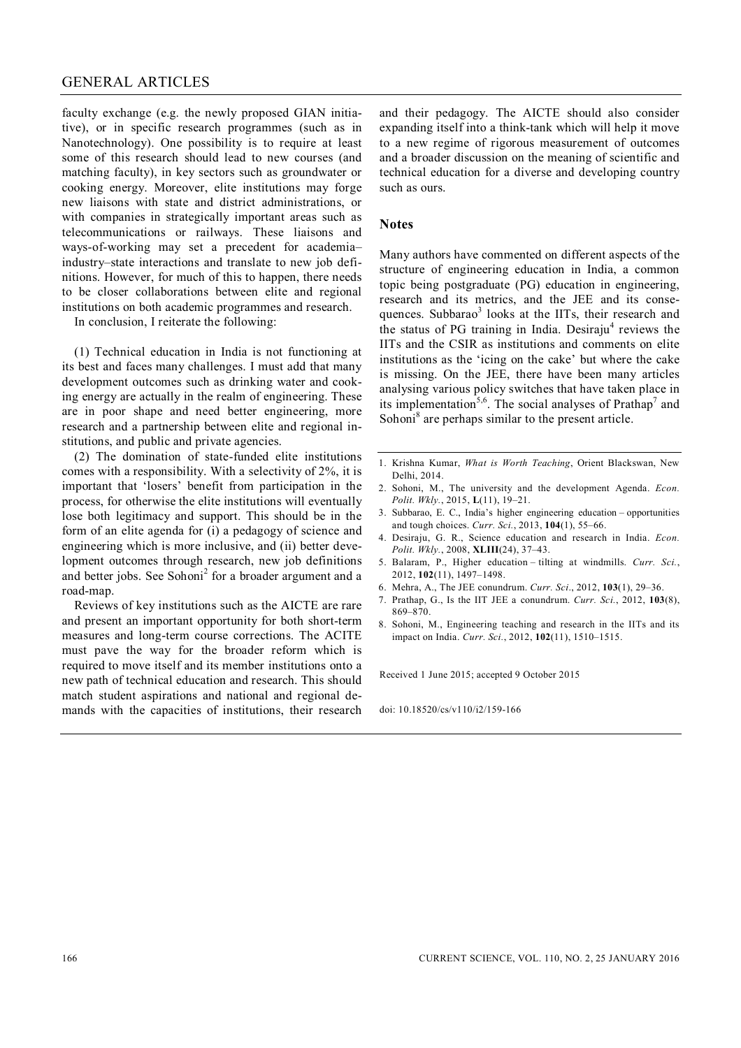faculty exchange (e.g. the newly proposed GIAN initiative), or in specific research programmes (such as in Nanotechnology). One possibility is to require at least some of this research should lead to new courses (and matching faculty), in key sectors such as groundwater or cooking energy. Moreover, elite institutions may forge new liaisons with state and district administrations, or with companies in strategically important areas such as telecommunications or railways. These liaisons and ways-of-working may set a precedent for academia–industry–state interactions and translate to new job definitions. However, for much of this to happen, there needs to be closer collaborations between elite and regional institutions on both academic programmes and research.

In conclusion, I reiterate the following:

(1) Technical education in India is not functioning at its best and faces many challenges. I must add that many development outcomes such as drinking water and cooking energy are actually in the realm of engineering. These are in poor shape and need better engineering, more research and a partnership between elite and regional institutions, and public and private agencies.

(2) The domination of state-funded elite institutions comes with a responsibility. With a selectivity of 2%, it is important that 'losers' benefit from participation in the process, for otherwise the elite institutions will eventually lose both legitimacy and support. This should be in the form of an elite agenda for (i) a pedagogy of science and engineering which is more inclusive, and (ii) better development outcomes through research, new job definitions and better jobs. See Sohoni[2] for a broader argument and a road-map.

Reviews of key institutions such as the AICTE are rare and present an important opportunity for both short-term measures and long-term course corrections. The ACITE must pave the way for the broader reform which is required to move itself and its member institutions onto a new path of technical education and research. This should match student aspirations and national and regional demands with the capacities of institutions, their research and their pedagogy. The AICTE should also consider expanding itself into a think-tank which will help it move to a new regime of rigorous measurement of outcomes and a broader discussion on the meaning of scientific and technical education for a diverse and developing country such as ours.

## Notes

Many authors have commented on different aspects of the structure of engineering education in India, a common topic being postgraduate (PG) education in engineering, research and its metrics, and the JEE and its consequences. Subbarao[3] looks at the IITs, their research and the status of PG training in India. Desiraju[4] reviews the IITs and the CSIR as institutions and comments on elite institutions as the 'icing on the cake' but where the cake is missing. On the JEE, there have been many articles analysing various policy switches that have taken place in its implementation[5,6]. The social analyses of Prathap[7] and Sohoni[8] are perhaps similar to the present article.

1. Krishna Kumar, *What is Worth Teaching*, Orient Blackswan, New Delhi, 2014.
2. Sohoni, M., The university and the development Agenda. *Econ. Polit. Wkly.*, 2015, **L**(11), 19–21.
3. Subbarao, E. C., India's higher engineering education – opportunities and tough choices. *Curr. Sci.*, 2013, **104**(1), 55–66.
4. Desiraju, G. R., Science education and research in India. *Econ. Polit. Wkly.*, 2008, **XLIII**(24), 37–43.
5. Balaram, P., Higher education – tilting at windmills. *Curr. Sci.*, 2012, **102**(11), 1497–1498.
6. Mehra, A., The JEE conundrum. *Curr. Sci*., 2012, **103**(1), 29–36.
7. Prathap, G., Is the IIT JEE a conundrum. *Curr. Sci.*, 2012, **103**(8), 869–870.
8. Sohoni, M., Engineering teaching and research in the IITs and its impact on India. *Curr. Sci.*, 2012, **102**(11), 1510–1515.

Received 1 June 2015; accepted 9 October 2015

doi: 10.18520/cs/v110/i2/159-166